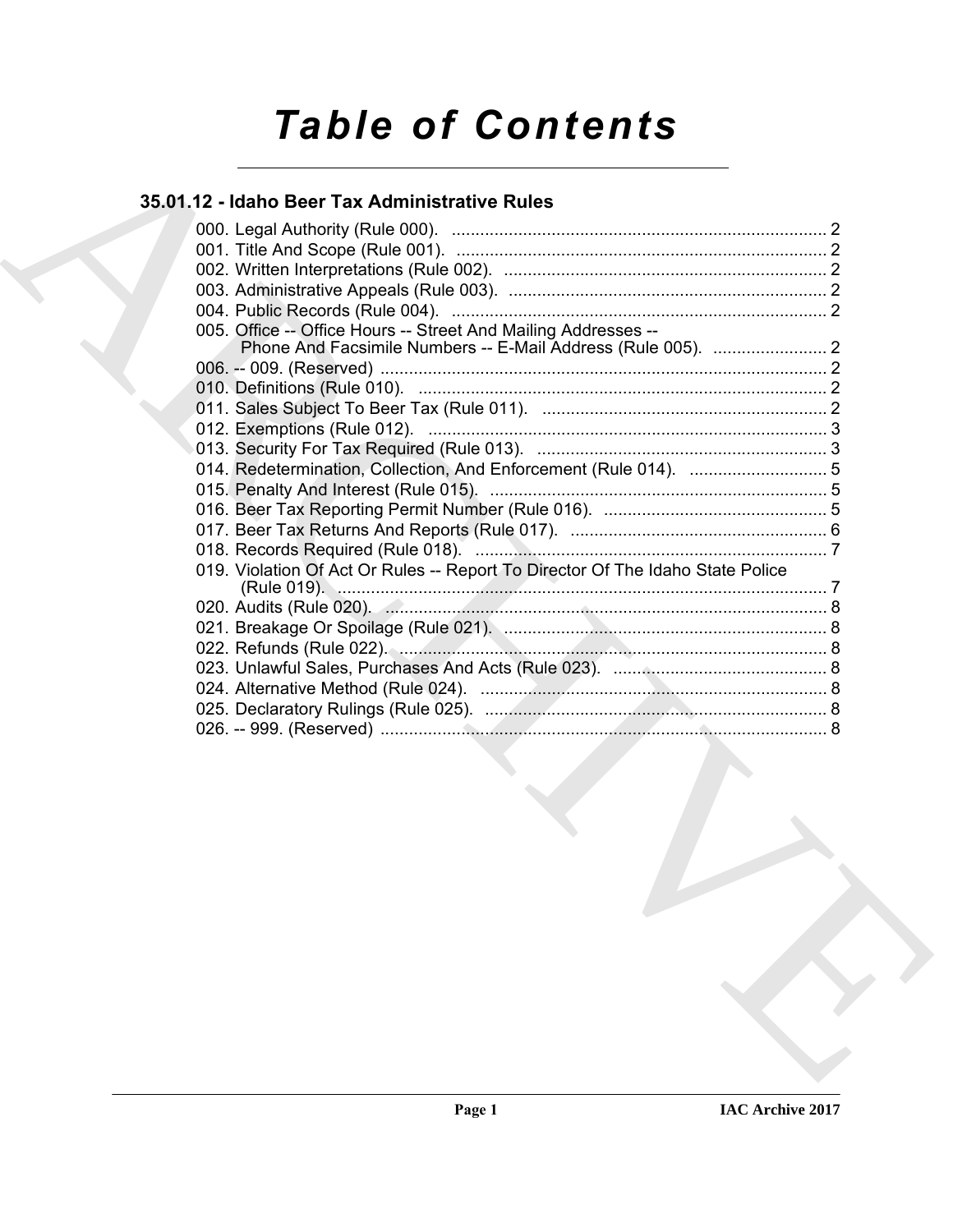# Table of Contents

## 35.01.12 - Idaho Beer Tax Administrative Rules

000. Legal Authority (Rule 000). ........................................................................... 2
001. Title And Scope (Rule 001). .......................................................................... 2
002. Written Interpretations (Rule 002). ................................................................ 2
003. Administrative Appeals (Rule 003). ............................................................... 2
004. Public Records (Rule 004). ........................................................................... 2
005. Office -- Office Hours -- Street And Mailing Addresses -- Phone And Facsimile Numbers -- E-Mail Address (Rule 005). ........................ 2
006. -- 009. (Reserved) ........................................................................................ 2
010. Definitions (Rule 010). .................................................................................. 2
011. Sales Subject To Beer Tax (Rule 011). ......................................................... 2
012. Exemptions (Rule 012). ................................................................................ 3
013. Security For Tax Required (Rule 013). .......................................................... 3
014. Redetermination, Collection, And Enforcement (Rule 014). ............................. 5
015. Penalty And Interest (Rule 015). .................................................................... 5
016. Beer Tax Reporting Permit Number (Rule 016). ............................................... 5
017. Beer Tax Returns And Reports (Rule 017). ...................................................... 6
018. Records Required (Rule 018). ....................................................................... 7
019. Violation Of Act Or Rules -- Report To Director Of The Idaho State Police (Rule 019). ................................................................................................. 7
020. Audits (Rule 020). ......................................................................................... 8
021. Breakage Or Spoilage (Rule 021). .................................................................. 8
022. Refunds (Rule 022). ...................................................................................... 8
023. Unlawful Sales, Purchases And Acts (Rule 023). ............................................. 8
024. Alternative Method (Rule 024). ...................................................................... 8
025. Declaratory Rulings (Rule 025). ..................................................................... 8
026. -- 999. (Reserved) ........................................................................................ 8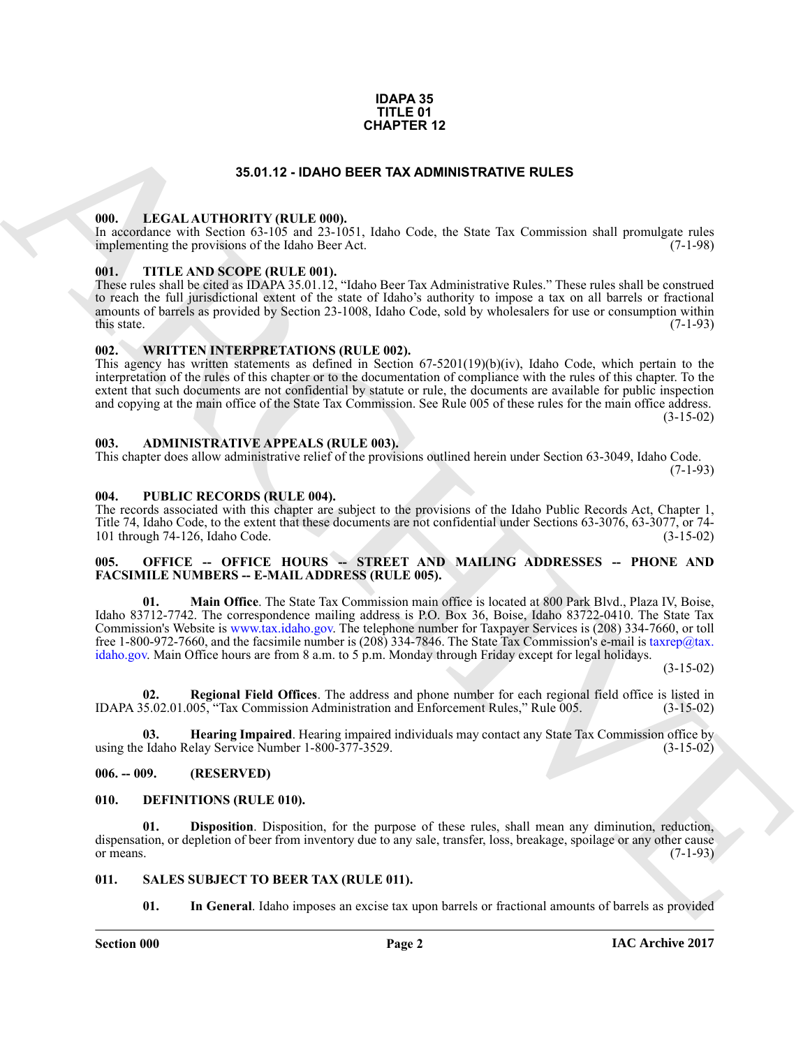**IDAPA 35**
**TITLE 01**
**CHAPTER 12**

# 35.01.12 - IDAHO BEER TAX ADMINISTRATIVE RULES

## 000. LEGAL AUTHORITY (RULE 000).

In accordance with Section 63-105 and 23-1051, Idaho Code, the State Tax Commission shall promulgate rules implementing the provisions of the Idaho Beer Act. (7-1-98)

## 001. TITLE AND SCOPE (RULE 001).

These rules shall be cited as IDAPA 35.01.12, "Idaho Beer Tax Administrative Rules." These rules shall be construed to reach the full jurisdictional extent of the state of Idaho's authority to impose a tax on all barrels or fractional amounts of barrels as provided by Section 23-1008, Idaho Code, sold by wholesalers for use or consumption within this state. (7-1-93)

## 002. WRITTEN INTERPRETATIONS (RULE 002).

This agency has written statements as defined in Section 67-5201(19)(b)(iv), Idaho Code, which pertain to the interpretation of the rules of this chapter or to the documentation of compliance with the rules of this chapter. To the extent that such documents are not confidential by statute or rule, the documents are available for public inspection and copying at the main office of the State Tax Commission. See Rule 005 of these rules for the main office address. (3-15-02)

## 003. ADMINISTRATIVE APPEALS (RULE 003).

This chapter does allow administrative relief of the provisions outlined herein under Section 63-3049, Idaho Code. (7-1-93)

## 004. PUBLIC RECORDS (RULE 004).

The records associated with this chapter are subject to the provisions of the Idaho Public Records Act, Chapter 1, Title 74, Idaho Code, to the extent that these documents are not confidential under Sections 63-3076, 63-3077, or 74-101 through 74-126, Idaho Code. (3-15-02)

## 005. OFFICE -- OFFICE HOURS -- STREET AND MAILING ADDRESSES -- PHONE AND FACSIMILE NUMBERS -- E-MAIL ADDRESS (RULE 005).

**01. Main Office**. The State Tax Commission main office is located at 800 Park Blvd., Plaza IV, Boise, Idaho 83712-7742. The correspondence mailing address is P.O. Box 36, Boise, Idaho 83722-0410. The State Tax Commission's Website is www.tax.idaho.gov. The telephone number for Taxpayer Services is (208) 334-7660, or toll free 1-800-972-7660, and the facsimile number is (208) 334-7846. The State Tax Commission's e-mail is taxrep@tax.idaho.gov. Main Office hours are from 8 a.m. to 5 p.m. Monday through Friday except for legal holidays. (3-15-02)

**02. Regional Field Offices**. The address and phone number for each regional field office is listed in IDAPA 35.02.01.005, "Tax Commission Administration and Enforcement Rules," Rule 005. (3-15-02)

**03. Hearing Impaired**. Hearing impaired individuals may contact any State Tax Commission office by using the Idaho Relay Service Number 1-800-377-3529. (3-15-02)

## 006. -- 009. (RESERVED)

## 010. DEFINITIONS (RULE 010).

**01. Disposition**. Disposition, for the purpose of these rules, shall mean any diminution, reduction, dispensation, or depletion of beer from inventory due to any sale, transfer, loss, breakage, spoilage or any other cause or means. (7-1-93)

## 011. SALES SUBJECT TO BEER TAX (RULE 011).

**01. In General**. Idaho imposes an excise tax upon barrels or fractional amounts of barrels as provided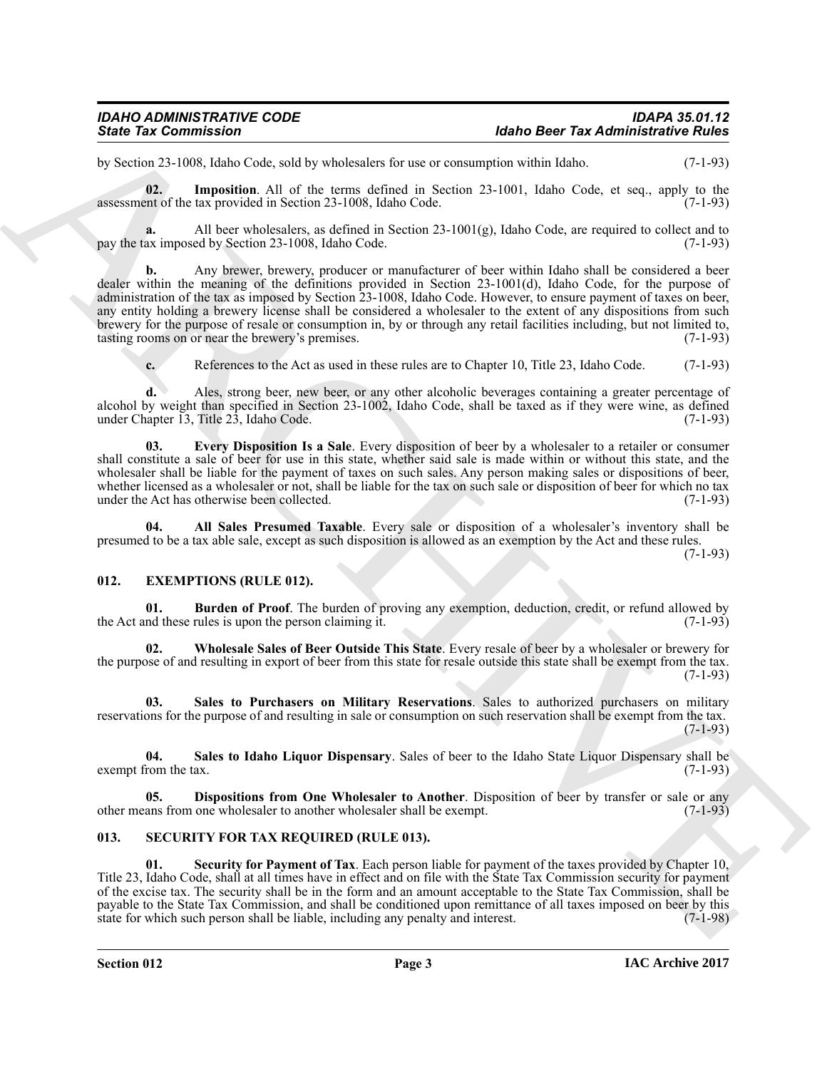by Section 23-1008, Idaho Code, sold by wholesalers for use or consumption within Idaho. (7-1-93)

**02. Imposition**. All of the terms defined in Section 23-1001, Idaho Code, et seq., apply to the assessment of the tax provided in Section 23-1008, Idaho Code. (7-1-93)

**a.** All beer wholesalers, as defined in Section 23-1001(g), Idaho Code, are required to collect and to pay the tax imposed by Section 23-1008, Idaho Code. (7-1-93)

**b.** Any brewer, brewery, producer or manufacturer of beer within Idaho shall be considered a beer dealer within the meaning of the definitions provided in Section 23-1001(d), Idaho Code, for the purpose of administration of the tax as imposed by Section 23-1008, Idaho Code. However, to ensure payment of taxes on beer, any entity holding a brewery license shall be considered a wholesaler to the extent of any dispositions from such brewery for the purpose of resale or consumption in, by or through any retail facilities including, but not limited to, tasting rooms on or near the brewery's premises. (7-1-93)

**c.** References to the Act as used in these rules are to Chapter 10, Title 23, Idaho Code. (7-1-93)

**d.** Ales, strong beer, new beer, or any other alcoholic beverages containing a greater percentage of alcohol by weight than specified in Section 23-1002, Idaho Code, shall be taxed as if they were wine, as defined under Chapter 13, Title 23, Idaho Code. (7-1-93)

**03. Every Disposition Is a Sale**. Every disposition of beer by a wholesaler to a retailer or consumer shall constitute a sale of beer for use in this state, whether said sale is made within or without this state, and the wholesaler shall be liable for the payment of taxes on such sales. Any person making sales or dispositions of beer, whether licensed as a wholesaler or not, shall be liable for the tax on such sale or disposition of beer for which no tax under the Act has otherwise been collected. (7-1-93)

**04. All Sales Presumed Taxable**. Every sale or disposition of a wholesaler's inventory shall be presumed to be a tax able sale, except as such disposition is allowed as an exemption by the Act and these rules. (7-1-93)

## 012. EXEMPTIONS (RULE 012).

**01. Burden of Proof**. The burden of proving any exemption, deduction, credit, or refund allowed by the Act and these rules is upon the person claiming it. (7-1-93)

**02. Wholesale Sales of Beer Outside This State**. Every resale of beer by a wholesaler or brewery for the purpose of and resulting in export of beer from this state for resale outside this state shall be exempt from the tax. (7-1-93)

**03. Sales to Purchasers on Military Reservations**. Sales to authorized purchasers on military reservations for the purpose of and resulting in sale or consumption on such reservation shall be exempt from the tax. (7-1-93)

**04. Sales to Idaho Liquor Dispensary**. Sales of beer to the Idaho State Liquor Dispensary shall be exempt from the tax. (7-1-93)

**05. Dispositions from One Wholesaler to Another**. Disposition of beer by transfer or sale or any other means from one wholesaler to another wholesaler shall be exempt. (7-1-93)

## 013. SECURITY FOR TAX REQUIRED (RULE 013).

**01. Security for Payment of Tax**. Each person liable for payment of the taxes provided by Chapter 10, Title 23, Idaho Code, shall at all times have in effect and on file with the State Tax Commission security for payment of the excise tax. The security shall be in the form and an amount acceptable to the State Tax Commission, shall be payable to the State Tax Commission, and shall be conditioned upon remittance of all taxes imposed on beer by this state for which such person shall be liable, including any penalty and interest. (7-1-98)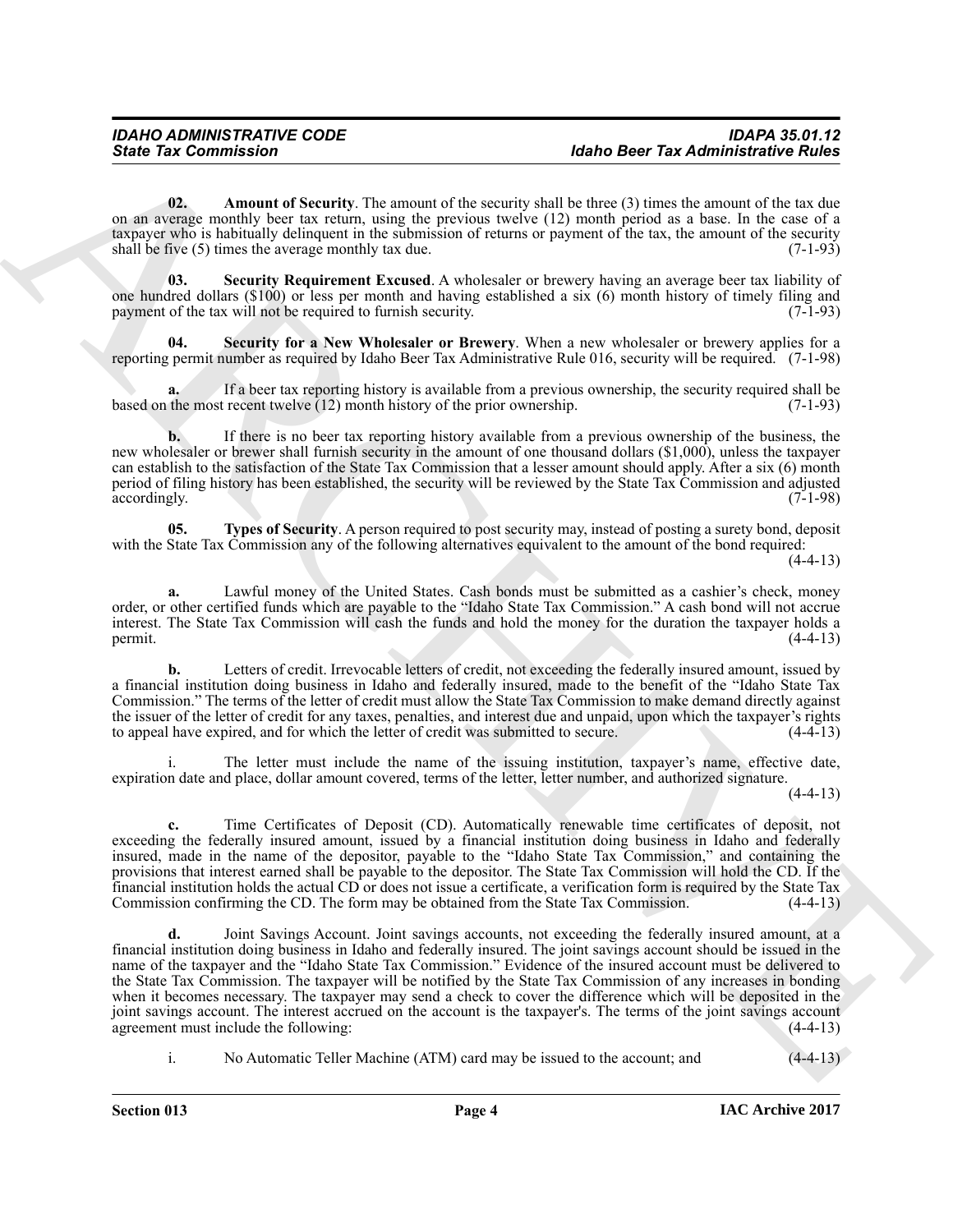**02. Amount of Security**. The amount of the security shall be three (3) times the amount of the tax due on an average monthly beer tax return, using the previous twelve (12) month period as a base. In the case of a taxpayer who is habitually delinquent in the submission of returns or payment of the tax, the amount of the security shall be five (5) times the average monthly tax due. (7-1-93)

**03. Security Requirement Excused**. A wholesaler or brewery having an average beer tax liability of one hundred dollars ($100) or less per month and having established a six (6) month history of timely filing and payment of the tax will not be required to furnish security. (7-1-93)

**04. Security for a New Wholesaler or Brewery**. When a new wholesaler or brewery applies for a reporting permit number as required by Idaho Beer Tax Administrative Rule 016, security will be required. (7-1-98)

**a.** If a beer tax reporting history is available from a previous ownership, the security required shall be based on the most recent twelve (12) month history of the prior ownership. (7-1-93)

**b.** If there is no beer tax reporting history available from a previous ownership of the business, the new wholesaler or brewer shall furnish security in the amount of one thousand dollars ($1,000), unless the taxpayer can establish to the satisfaction of the State Tax Commission that a lesser amount should apply. After a six (6) month period of filing history has been established, the security will be reviewed by the State Tax Commission and adjusted accordingly. (7-1-98)

**05. Types of Security**. A person required to post security may, instead of posting a surety bond, deposit with the State Tax Commission any of the following alternatives equivalent to the amount of the bond required: (4-4-13)

**a.** Lawful money of the United States. Cash bonds must be submitted as a cashier's check, money order, or other certified funds which are payable to the "Idaho State Tax Commission." A cash bond will not accrue interest. The State Tax Commission will cash the funds and hold the money for the duration the taxpayer holds a permit. (4-4-13)

**b.** Letters of credit. Irrevocable letters of credit, not exceeding the federally insured amount, issued by a financial institution doing business in Idaho and federally insured, made to the benefit of the "Idaho State Tax Commission." The terms of the letter of credit must allow the State Tax Commission to make demand directly against the issuer of the letter of credit for any taxes, penalties, and interest due and unpaid, upon which the taxpayer's rights to appeal have expired, and for which the letter of credit was submitted to secure. (4-4-13)

i. The letter must include the name of the issuing institution, taxpayer's name, effective date, expiration date and place, dollar amount covered, terms of the letter, letter number, and authorized signature. (4-4-13)

**c.** Time Certificates of Deposit (CD). Automatically renewable time certificates of deposit, not exceeding the federally insured amount, issued by a financial institution doing business in Idaho and federally insured, made in the name of the depositor, payable to the "Idaho State Tax Commission," and containing the provisions that interest earned shall be payable to the depositor. The State Tax Commission will hold the CD. If the financial institution holds the actual CD or does not issue a certificate, a verification form is required by the State Tax Commission confirming the CD. The form may be obtained from the State Tax Commission. (4-4-13)

**d.** Joint Savings Account. Joint savings accounts, not exceeding the federally insured amount, at a financial institution doing business in Idaho and federally insured. The joint savings account should be issued in the name of the taxpayer and the "Idaho State Tax Commission." Evidence of the insured account must be delivered to the State Tax Commission. The taxpayer will be notified by the State Tax Commission of any increases in bonding when it becomes necessary. The taxpayer may send a check to cover the difference which will be deposited in the joint savings account. The interest accrued on the account is the taxpayer's. The terms of the joint savings account agreement must include the following: (4-4-13)

i. No Automatic Teller Machine (ATM) card may be issued to the account; and (4-4-13)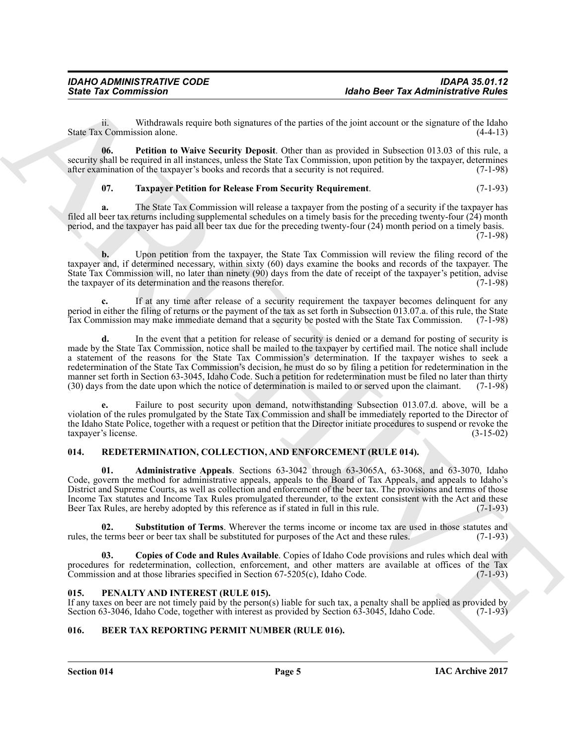ii. Withdrawals require both signatures of the parties of the joint account or the signature of the Idaho State Tax Commission alone. (4-4-13)

**06. Petition to Waive Security Deposit**. Other than as provided in Subsection 013.03 of this rule, a security shall be required in all instances, unless the State Tax Commission, upon petition by the taxpayer, determines after examination of the taxpayer's books and records that a security is not required. (7-1-98)

**07. Taxpayer Petition for Release From Security Requirement**. (7-1-93)

**a.** The State Tax Commission will release a taxpayer from the posting of a security if the taxpayer has filed all beer tax returns including supplemental schedules on a timely basis for the preceding twenty-four (24) month period, and the taxpayer has paid all beer tax due for the preceding twenty-four (24) month period on a timely basis. (7-1-98)

**b.** Upon petition from the taxpayer, the State Tax Commission will review the filing record of the taxpayer and, if determined necessary, within sixty (60) days examine the books and records of the taxpayer. The State Tax Commission will, no later than ninety (90) days from the date of receipt of the taxpayer's petition, advise the taxpayer of its determination and the reasons therefor. (7-1-98)

**c.** If at any time after release of a security requirement the taxpayer becomes delinquent for any period in either the filing of returns or the payment of the tax as set forth in Subsection 013.07.a. of this rule, the State Tax Commission may make immediate demand that a security be posted with the State Tax Commission. (7-1-98)

**d.** In the event that a petition for release of security is denied or a demand for posting of security is made by the State Tax Commission, notice shall be mailed to the taxpayer by certified mail. The notice shall include a statement of the reasons for the State Tax Commission's determination. If the taxpayer wishes to seek a redetermination of the State Tax Commission's decision, he must do so by filing a petition for redetermination in the manner set forth in Section 63-3045, Idaho Code. Such a petition for redetermination must be filed no later than thirty (30) days from the date upon which the notice of determination is mailed to or served upon the claimant. (7-1-98)

**e.** Failure to post security upon demand, notwithstanding Subsection 013.07.d. above, will be a violation of the rules promulgated by the State Tax Commission and shall be immediately reported to the Director of the Idaho State Police, together with a request or petition that the Director initiate procedures to suspend or revoke the taxpayer's license. (3-15-02)

## 014. REDETERMINATION, COLLECTION, AND ENFORCEMENT (RULE 014).

**01. Administrative Appeals**. Sections 63-3042 through 63-3065A, 63-3068, and 63-3070, Idaho Code, govern the method for administrative appeals, appeals to the Board of Tax Appeals, and appeals to Idaho's District and Supreme Courts, as well as collection and enforcement of the beer tax. The provisions and terms of those Income Tax statutes and Income Tax Rules promulgated thereunder, to the extent consistent with the Act and these Beer Tax Rules, are hereby adopted by this reference as if stated in full in this rule. (7-1-93)

**02. Substitution of Terms**. Wherever the terms income or income tax are used in those statutes and rules, the terms beer or beer tax shall be substituted for purposes of the Act and these rules. (7-1-93)

**03. Copies of Code and Rules Available**. Copies of Idaho Code provisions and rules which deal with procedures for redetermination, collection, enforcement, and other matters are available at offices of the Tax Commission and at those libraries specified in Section 67-5205(c), Idaho Code. (7-1-93)

## 015. PENALTY AND INTEREST (RULE 015).

If any taxes on beer are not timely paid by the person(s) liable for such tax, a penalty shall be applied as provided by Section 63-3046, Idaho Code, together with interest as provided by Section 63-3045, Idaho Code. (7-1-93)

## 016. BEER TAX REPORTING PERMIT NUMBER (RULE 016).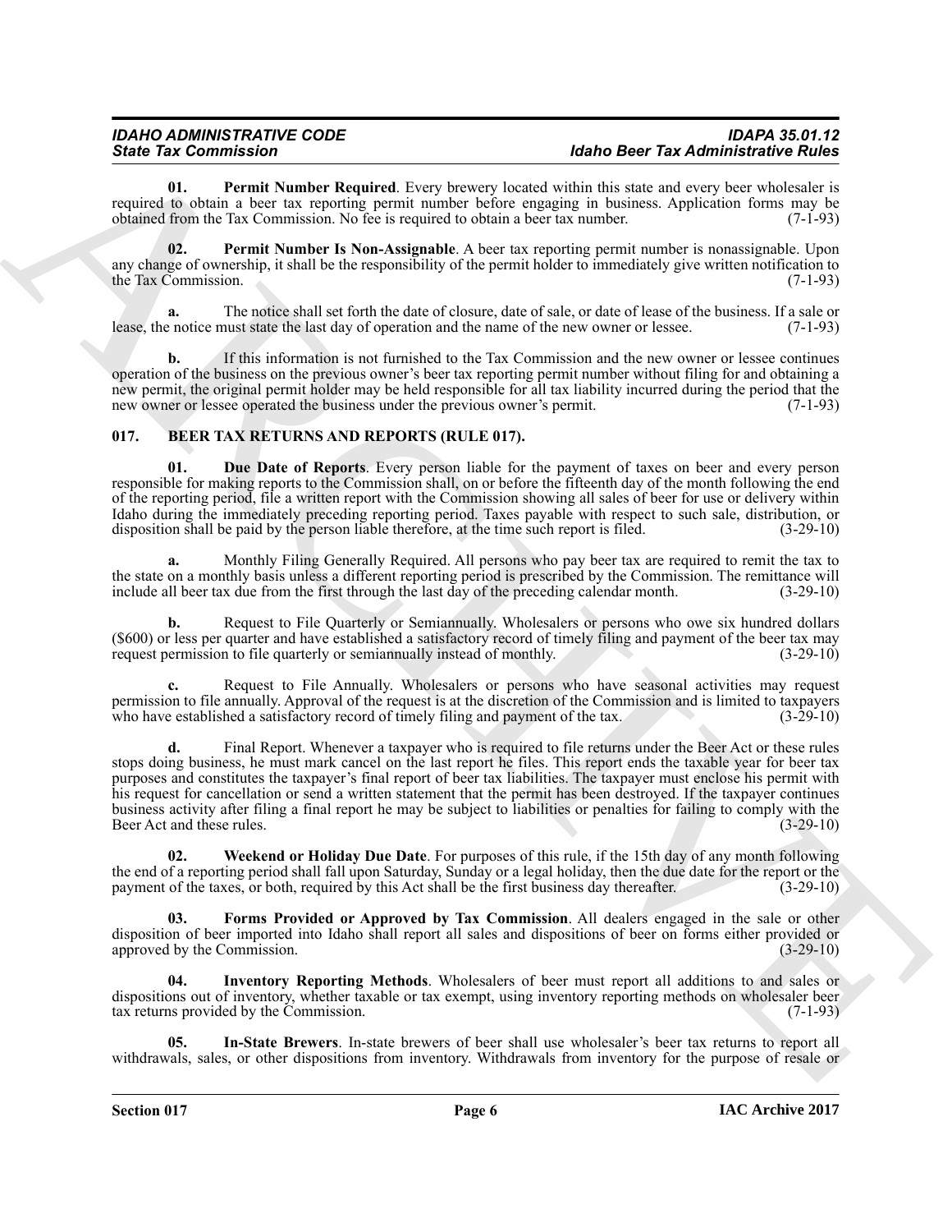**01. Permit Number Required**. Every brewery located within this state and every beer wholesaler is required to obtain a beer tax reporting permit number before engaging in business. Application forms may be obtained from the Tax Commission. No fee is required to obtain a beer tax number. (7-1-93)

**02. Permit Number Is Non-Assignable**. A beer tax reporting permit number is nonassignable. Upon any change of ownership, it shall be the responsibility of the permit holder to immediately give written notification to the Tax Commission. (7-1-93)

**a.** The notice shall set forth the date of closure, date of sale, or date of lease of the business. If a sale or lease, the notice must state the last day of operation and the name of the new owner or lessee. (7-1-93)

**b.** If this information is not furnished to the Tax Commission and the new owner or lessee continues operation of the business on the previous owner's beer tax reporting permit number without filing for and obtaining a new permit, the original permit holder may be held responsible for all tax liability incurred during the period that the new owner or lessee operated the business under the previous owner's permit. (7-1-93)

## 017. BEER TAX RETURNS AND REPORTS (RULE 017).

**01. Due Date of Reports**. Every person liable for the payment of taxes on beer and every person responsible for making reports to the Commission shall, on or before the fifteenth day of the month following the end of the reporting period, file a written report with the Commission showing all sales of beer for use or delivery within Idaho during the immediately preceding reporting period. Taxes payable with respect to such sale, distribution, or disposition shall be paid by the person liable therefore, at the time such report is filed. (3-29-10)

**a.** Monthly Filing Generally Required. All persons who pay beer tax are required to remit the tax to the state on a monthly basis unless a different reporting period is prescribed by the Commission. The remittance will include all beer tax due from the first through the last day of the preceding calendar month. (3-29-10)

**b.** Request to File Quarterly or Semiannually. Wholesalers or persons who owe six hundred dollars ($600) or less per quarter and have established a satisfactory record of timely filing and payment of the beer tax may request permission to file quarterly or semiannually instead of monthly. (3-29-10)

**c.** Request to File Annually. Wholesalers or persons who have seasonal activities may request permission to file annually. Approval of the request is at the discretion of the Commission and is limited to taxpayers who have established a satisfactory record of timely filing and payment of the tax. (3-29-10)

**d.** Final Report. Whenever a taxpayer who is required to file returns under the Beer Act or these rules stops doing business, he must mark cancel on the last report he files. This report ends the taxable year for beer tax purposes and constitutes the taxpayer's final report of beer tax liabilities. The taxpayer must enclose his permit with his request for cancellation or send a written statement that the permit has been destroyed. If the taxpayer continues business activity after filing a final report he may be subject to liabilities or penalties for failing to comply with the Beer Act and these rules. (3-29-10)

**02. Weekend or Holiday Due Date**. For purposes of this rule, if the 15th day of any month following the end of a reporting period shall fall upon Saturday, Sunday or a legal holiday, then the due date for the report or the payment of the taxes, or both, required by this Act shall be the first business day thereafter. (3-29-10)

**03. Forms Provided or Approved by Tax Commission**. All dealers engaged in the sale or other disposition of beer imported into Idaho shall report all sales and dispositions of beer on forms either provided or approved by the Commission. (3-29-10)

**04. Inventory Reporting Methods**. Wholesalers of beer must report all additions to and sales or dispositions out of inventory, whether taxable or tax exempt, using inventory reporting methods on wholesaler beer tax returns provided by the Commission. (7-1-93)

**05. In-State Brewers**. In-state brewers of beer shall use wholesaler's beer tax returns to report all withdrawals, sales, or other dispositions from inventory. Withdrawals from inventory for the purpose of resale or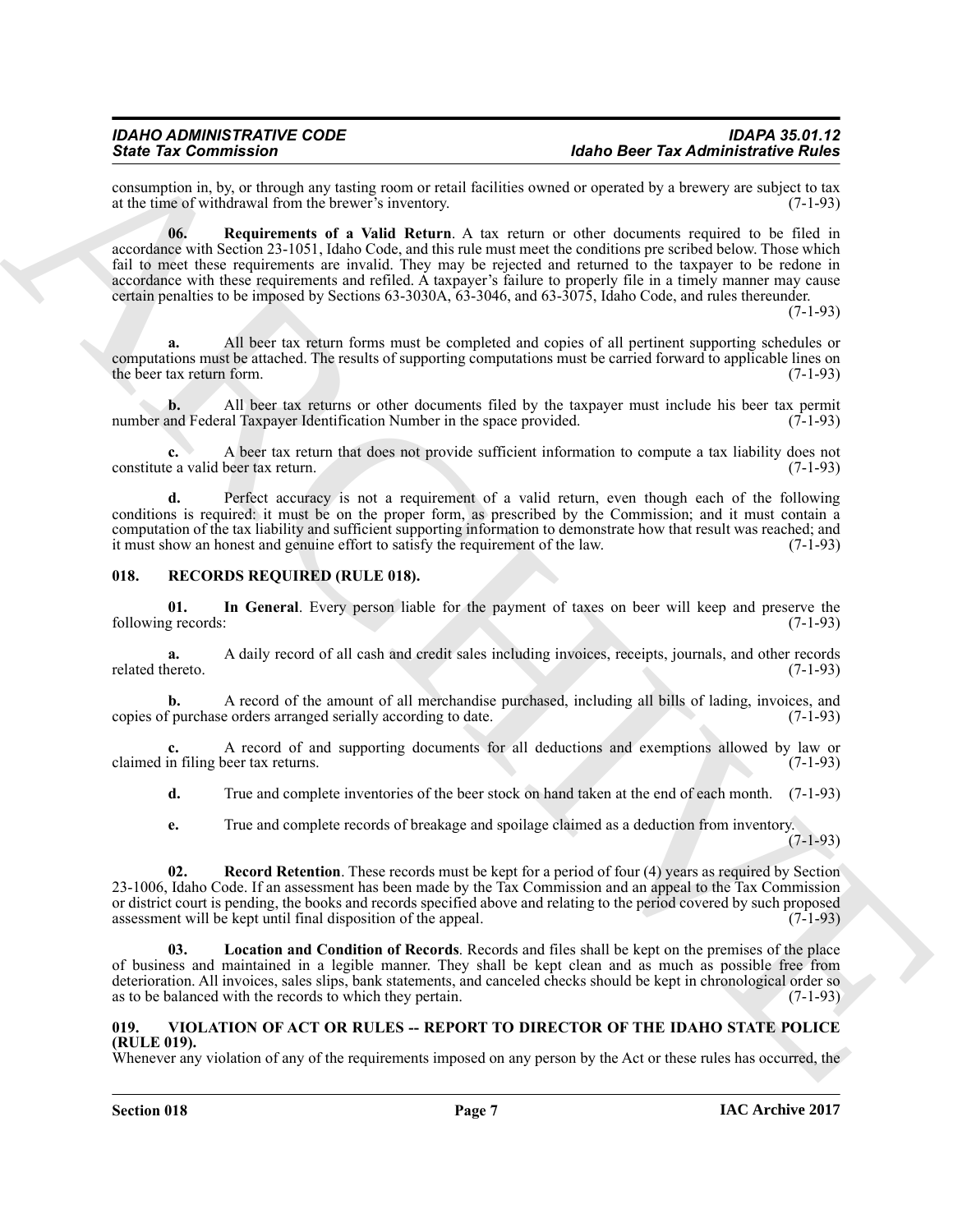consumption in, by, or through any tasting room or retail facilities owned or operated by a brewery are subject to tax at the time of withdrawal from the brewer's inventory. (7-1-93)

**06. Requirements of a Valid Return**. A tax return or other documents required to be filed in accordance with Section 23-1051, Idaho Code, and this rule must meet the conditions pre scribed below. Those which fail to meet these requirements are invalid. They may be rejected and returned to the taxpayer to be redone in accordance with these requirements and refiled. A taxpayer's failure to properly file in a timely manner may cause certain penalties to be imposed by Sections 63-3030A, 63-3046, and 63-3075, Idaho Code, and rules thereunder. (7-1-93)

**a.** All beer tax return forms must be completed and copies of all pertinent supporting schedules or computations must be attached. The results of supporting computations must be carried forward to applicable lines on the beer tax return form. (7-1-93)

**b.** All beer tax returns or other documents filed by the taxpayer must include his beer tax permit number and Federal Taxpayer Identification Number in the space provided. (7-1-93)

**c.** A beer tax return that does not provide sufficient information to compute a tax liability does not constitute a valid beer tax return. (7-1-93)

**d.** Perfect accuracy is not a requirement of a valid return, even though each of the following conditions is required: it must be on the proper form, as prescribed by the Commission; and it must contain a computation of the tax liability and sufficient supporting information to demonstrate how that result was reached; and it must show an honest and genuine effort to satisfy the requirement of the law. (7-1-93)

## 018. RECORDS REQUIRED (RULE 018).

**01. In General**. Every person liable for the payment of taxes on beer will keep and preserve the following records: (7-1-93)

**a.** A daily record of all cash and credit sales including invoices, receipts, journals, and other records related thereto. (7-1-93)

**b.** A record of the amount of all merchandise purchased, including all bills of lading, invoices, and copies of purchase orders arranged serially according to date. (7-1-93)

**c.** A record of and supporting documents for all deductions and exemptions allowed by law or claimed in filing beer tax returns. (7-1-93)

**d.** True and complete inventories of the beer stock on hand taken at the end of each month. (7-1-93)

**e.** True and complete records of breakage and spoilage claimed as a deduction from inventory. (7-1-93)

**02. Record Retention**. These records must be kept for a period of four (4) years as required by Section 23-1006, Idaho Code. If an assessment has been made by the Tax Commission and an appeal to the Tax Commission or district court is pending, the books and records specified above and relating to the period covered by such proposed assessment will be kept until final disposition of the appeal. (7-1-93)

**03. Location and Condition of Records**. Records and files shall be kept on the premises of the place of business and maintained in a legible manner. They shall be kept clean and as much as possible free from deterioration. All invoices, sales slips, bank statements, and canceled checks should be kept in chronological order so as to be balanced with the records to which they pertain. (7-1-93)

## 019. VIOLATION OF ACT OR RULES -- REPORT TO DIRECTOR OF THE IDAHO STATE POLICE (RULE 019).

Whenever any violation of any of the requirements imposed on any person by the Act or these rules has occurred, the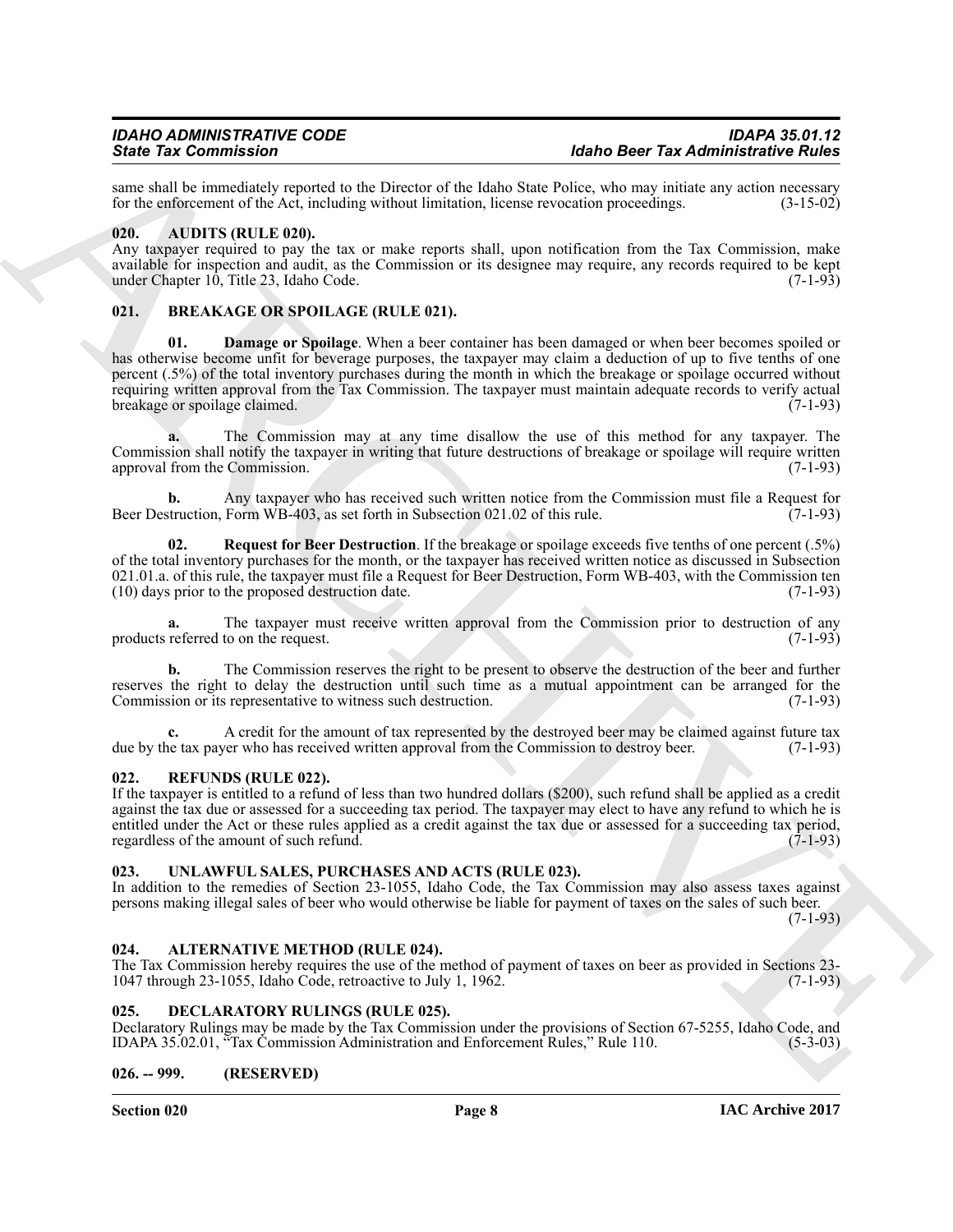same shall be immediately reported to the Director of the Idaho State Police, who may initiate any action necessary for the enforcement of the Act, including without limitation, license revocation proceedings. (3-15-02)

### 020. AUDITS (RULE 020).

Any taxpayer required to pay the tax or make reports shall, upon notification from the Tax Commission, make available for inspection and audit, as the Commission or its designee may require, any records required to be kept under Chapter 10, Title 23, Idaho Code. (7-1-93)

### 021. BREAKAGE OR SPOILAGE (RULE 021).

**01. Damage or Spoilage**. When a beer container has been damaged or when beer becomes spoiled or has otherwise become unfit for beverage purposes, the taxpayer may claim a deduction of up to five tenths of one percent (.5%) of the total inventory purchases during the month in which the breakage or spoilage occurred without requiring written approval from the Tax Commission. The taxpayer must maintain adequate records to verify actual breakage or spoilage claimed. (7-1-93)

**a.** The Commission may at any time disallow the use of this method for any taxpayer. The Commission shall notify the taxpayer in writing that future destructions of breakage or spoilage will require written approval from the Commission. (7-1-93)

**b.** Any taxpayer who has received such written notice from the Commission must file a Request for Beer Destruction, Form WB-403, as set forth in Subsection 021.02 of this rule. (7-1-93)

**02. Request for Beer Destruction**. If the breakage or spoilage exceeds five tenths of one percent (.5%) of the total inventory purchases for the month, or the taxpayer has received written notice as discussed in Subsection 021.01.a. of this rule, the taxpayer must file a Request for Beer Destruction, Form WB-403, with the Commission ten (10) days prior to the proposed destruction date. (7-1-93)

**a.** The taxpayer must receive written approval from the Commission prior to destruction of any products referred to on the request. (7-1-93)

**b.** The Commission reserves the right to be present to observe the destruction of the beer and further reserves the right to delay the destruction until such time as a mutual appointment can be arranged for the Commission or its representative to witness such destruction. (7-1-93)

**c.** A credit for the amount of tax represented by the destroyed beer may be claimed against future tax due by the tax payer who has received written approval from the Commission to destroy beer. (7-1-93)

### 022. REFUNDS (RULE 022).

If the taxpayer is entitled to a refund of less than two hundred dollars ($200), such refund shall be applied as a credit against the tax due or assessed for a succeeding tax period. The taxpayer may elect to have any refund to which he is entitled under the Act or these rules applied as a credit against the tax due or assessed for a succeeding tax period, regardless of the amount of such refund. (7-1-93)

### 023. UNLAWFUL SALES, PURCHASES AND ACTS (RULE 023).

In addition to the remedies of Section 23-1055, Idaho Code, the Tax Commission may also assess taxes against persons making illegal sales of beer who would otherwise be liable for payment of taxes on the sales of such beer. (7-1-93)

### 024. ALTERNATIVE METHOD (RULE 024).

The Tax Commission hereby requires the use of the method of payment of taxes on beer as provided in Sections 23-1047 through 23-1055, Idaho Code, retroactive to July 1, 1962. (7-1-93)

### 025. DECLARATORY RULINGS (RULE 025).

Declaratory Rulings may be made by the Tax Commission under the provisions of Section 67-5255, Idaho Code, and IDAPA 35.02.01, "Tax Commission Administration and Enforcement Rules," Rule 110. (5-3-03)

### 026. -- 999. (RESERVED)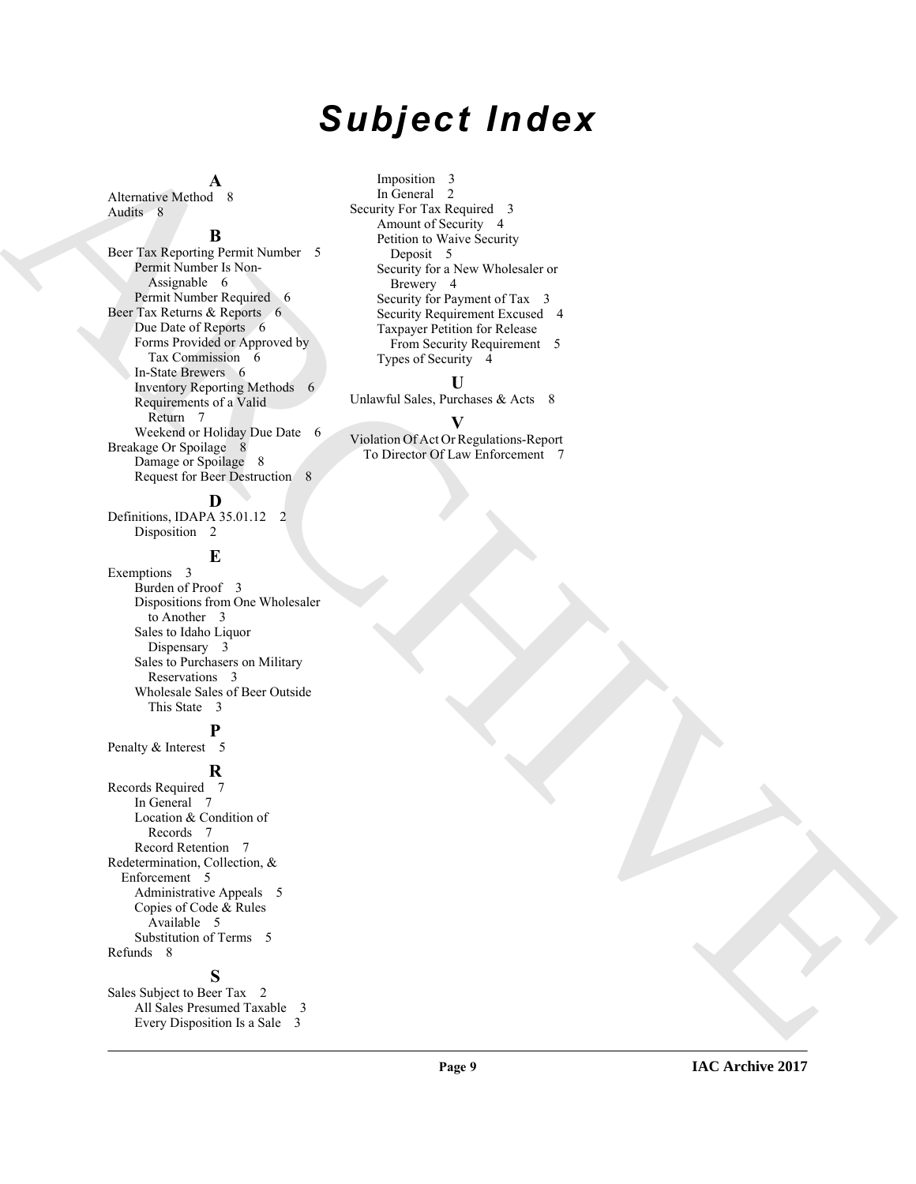# Subject Index

**A**

Alternative Method 8

Audits 8

**B**

Beer Tax Reporting Permit Number 5
- Permit Number Is Non-Assignable 6
- Permit Number Required 6

Beer Tax Returns & Reports 6
- Due Date of Reports 6
- Forms Provided or Approved by Tax Commission 6
- In-State Brewers 6
- Inventory Reporting Methods 6
- Requirements of a Valid Return 7
- Weekend or Holiday Due Date 6

Breakage Or Spoilage 8
- Damage or Spoilage 8
- Request for Beer Destruction 8

**D**

Definitions, IDAPA 35.01.12 2
- Disposition 2

**E**

Exemptions 3
- Burden of Proof 3
- Dispositions from One Wholesaler to Another 3
- Sales to Idaho Liquor Dispensary 3
- Sales to Purchasers on Military Reservations 3
- Wholesale Sales of Beer Outside This State 3

**P**

Penalty & Interest 5

**R**

Records Required 7
- In General 7
- Location & Condition of Records 7
- Record Retention 7

Redetermination, Collection, & Enforcement 5
- Administrative Appeals 5
- Copies of Code & Rules Available 5
- Substitution of Terms 5

Refunds 8

**S**

Sales Subject to Beer Tax 2
- All Sales Presumed Taxable 3
- Every Disposition Is a Sale 3
- Imposition 3
- In General 2

Security For Tax Required 3
- Amount of Security 4
- Petition to Waive Security Deposit 5
- Security for a New Wholesaler or Brewery 4
- Security for Payment of Tax 3
- Security Requirement Excused 4
- Taxpayer Petition for Release From Security Requirement 5
- Types of Security 4

**U**

Unlawful Sales, Purchases & Acts 8

**V**

Violation Of Act Or Regulations-Report To Director Of Law Enforcement 7